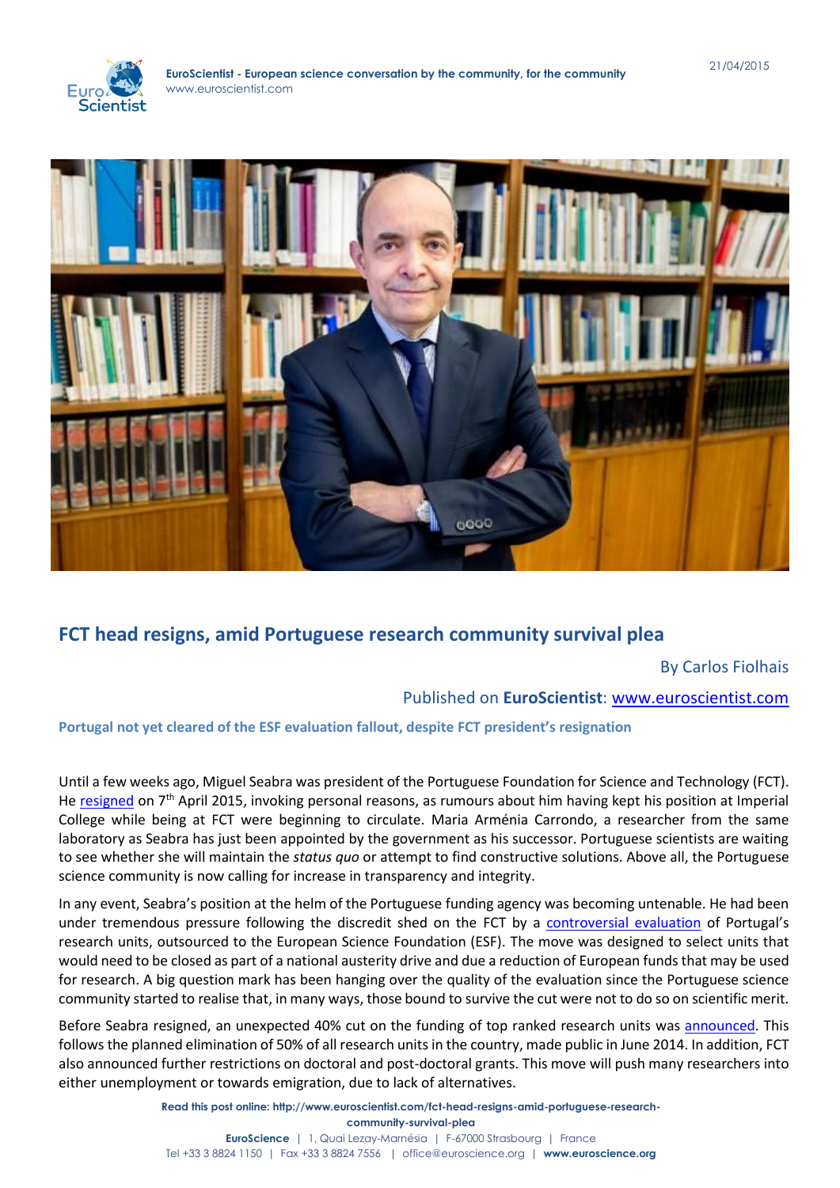# FCT head resigns, amid Portuguese research community survival plea

By Carlos Fiolhais

Published on **EuroScientist**: www.euroscientist.com

**Portugal not yet cleared of the ESF evaluation fallout, despite FCT president's resignation**

Until a few weeks ago, Miguel Seabra was president of the Portuguese Foundation for Science and Technology (FCT). He resigned on 7th April 2015, invoking personal reasons, as rumours about him having kept his position at Imperial College while being at FCT were beginning to circulate. Maria Arménia Carrondo, a researcher from the same laboratory as Seabra has just been appointed by the government as his successor. Portuguese scientists are waiting to see whether she will maintain the *status quo* or attempt to find constructive solutions. Above all, the Portuguese science community is now calling for increase in transparency and integrity.

In any event, Seabra's position at the helm of the Portuguese funding agency was becoming untenable. He had been under tremendous pressure following the discredit shed on the FCT by a controversial evaluation of Portugal's research units, outsourced to the European Science Foundation (ESF). The move was designed to select units that would need to be closed as part of a national austerity drive and due a reduction of European funds that may be used for research. A big question mark has been hanging over the quality of the evaluation since the Portuguese science community started to realise that, in many ways, those bound to survive the cut were not to do so on scientific merit.

Before Seabra resigned, an unexpected 40% cut on the funding of top ranked research units was announced. This follows the planned elimination of 50% of all research units in the country, made public in June 2014. In addition, FCT also announced further restrictions on doctoral and post-doctoral grants. This move will push many researchers into either unemployment or towards emigration, due to lack of alternatives.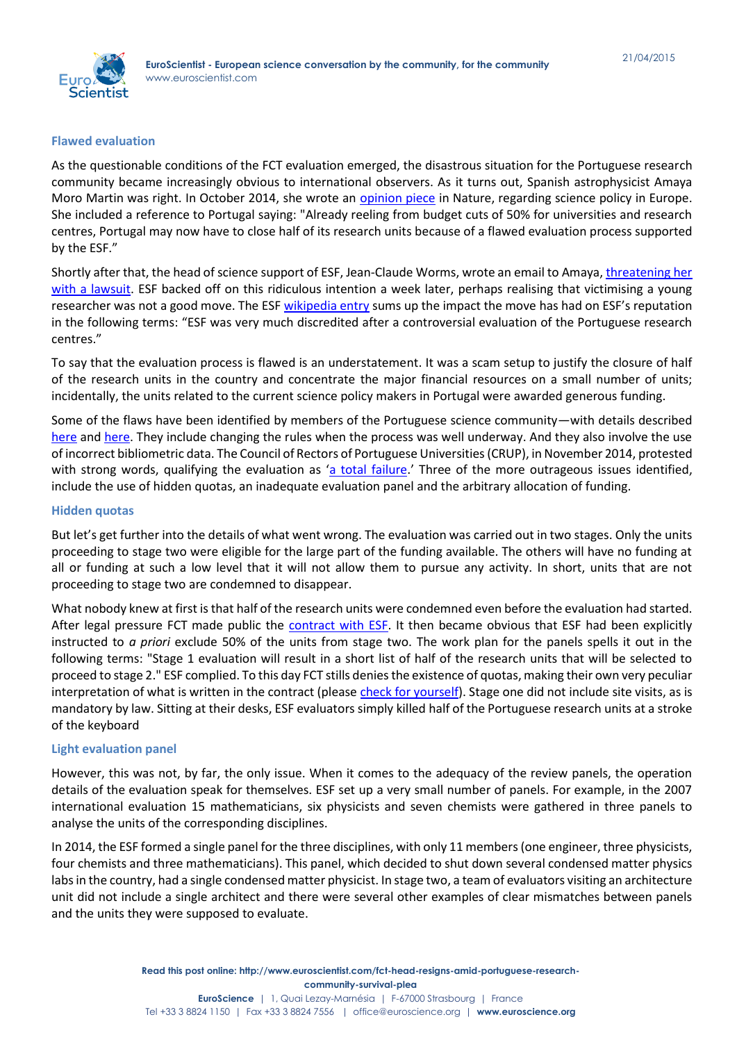### Flawed evaluation

As the questionable conditions of the FCT evaluation emerged, the disastrous situation for the Portuguese research community became increasingly obvious to international observers. As it turns out, Spanish astrophysicist Amaya Moro Martin was right. In October 2014, she wrote an opinion piece in Nature, regarding science policy in Europe. She included a reference to Portugal saying: "Already reeling from budget cuts of 50% for universities and research centres, Portugal may now have to close half of its research units because of a flawed evaluation process supported by the ESF."

Shortly after that, the head of science support of ESF, Jean-Claude Worms, wrote an email to Amaya, threatening her with a lawsuit. ESF backed off on this ridiculous intention a week later, perhaps realising that victimising a young researcher was not a good move. The ESF wikipedia entry sums up the impact the move has had on ESF's reputation in the following terms: "ESF was very much discredited after a controversial evaluation of the Portuguese research centres."

To say that the evaluation process is flawed is an understatement. It was a scam setup to justify the closure of half of the research units in the country and concentrate the major financial resources on a small number of units; incidentally, the units related to the current science policy makers in Portugal were awarded generous funding.

Some of the flaws have been identified by members of the Portuguese science community—with details described here and here. They include changing the rules when the process was well underway. And they also involve the use of incorrect bibliometric data. The Council of Rectors of Portuguese Universities (CRUP), in November 2014, protested with strong words, qualifying the evaluation as 'a total failure.' Three of the more outrageous issues identified, include the use of hidden quotas, an inadequate evaluation panel and the arbitrary allocation of funding.

### Hidden quotas

But let's get further into the details of what went wrong. The evaluation was carried out in two stages. Only the units proceeding to stage two were eligible for the large part of the funding available. The others will have no funding at all or funding at such a low level that it will not allow them to pursue any activity. In short, units that are not proceeding to stage two are condemned to disappear.

What nobody knew at first is that half of the research units were condemned even before the evaluation had started. After legal pressure FCT made public the contract with ESF. It then became obvious that ESF had been explicitly instructed to *a priori* exclude 50% of the units from stage two. The work plan for the panels spells it out in the following terms: "Stage 1 evaluation will result in a short list of half of the research units that will be selected to proceed to stage 2." ESF complied. To this day FCT stills denies the existence of quotas, making their own very peculiar interpretation of what is written in the contract (please check for yourself). Stage one did not include site visits, as is mandatory by law. Sitting at their desks, ESF evaluators simply killed half of the Portuguese research units at a stroke of the keyboard

### Light evaluation panel

However, this was not, by far, the only issue. When it comes to the adequacy of the review panels, the operation details of the evaluation speak for themselves. ESF set up a very small number of panels. For example, in the 2007 international evaluation 15 mathematicians, six physicists and seven chemists were gathered in three panels to analyse the units of the corresponding disciplines.

In 2014, the ESF formed a single panel for the three disciplines, with only 11 members (one engineer, three physicists, four chemists and three mathematicians). This panel, which decided to shut down several condensed matter physics labs in the country, had a single condensed matter physicist. In stage two, a team of evaluators visiting an architecture unit did not include a single architect and there were several other examples of clear mismatches between panels and the units they were supposed to evaluate.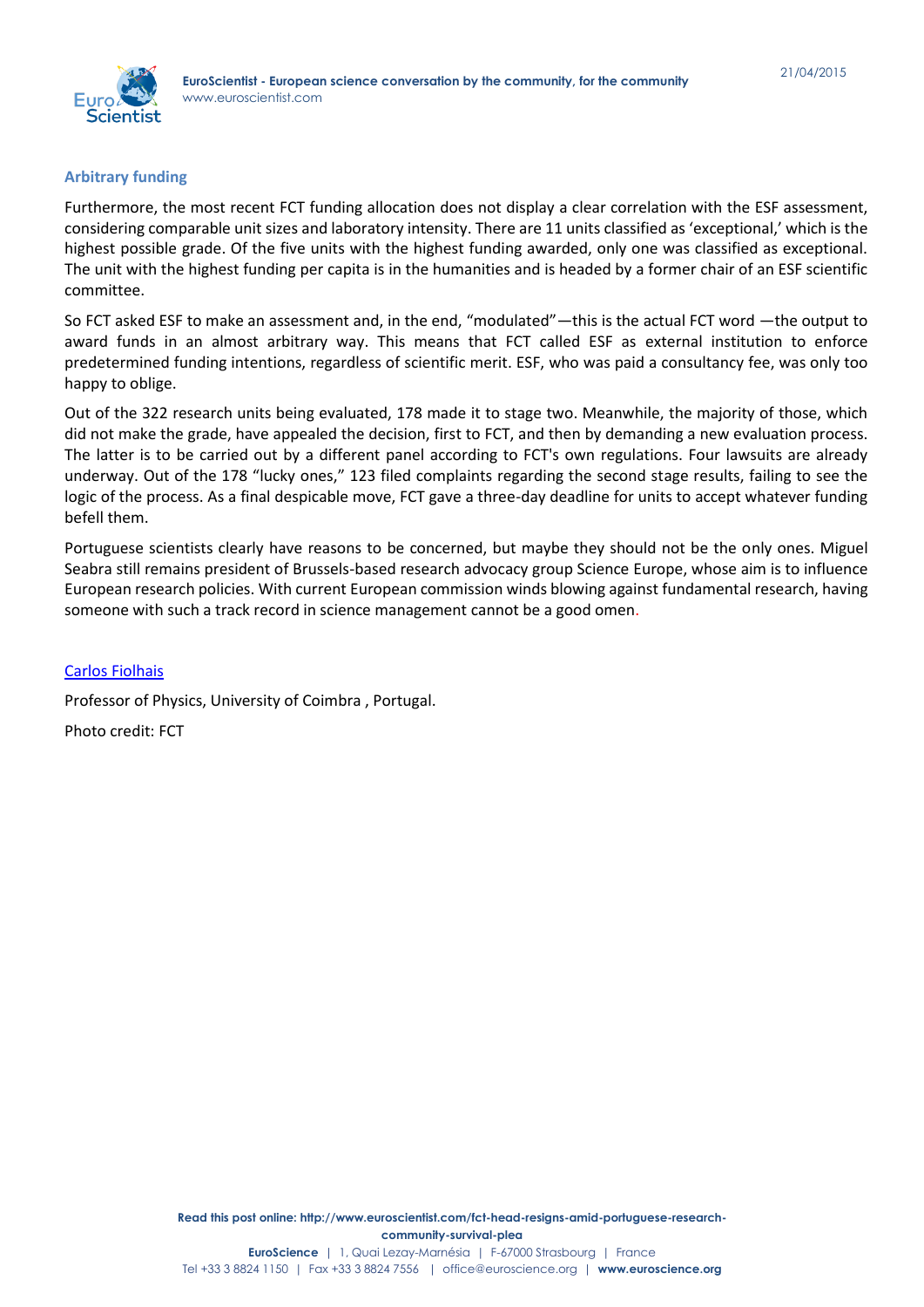### Arbitrary funding

Furthermore, the most recent FCT funding allocation does not display a clear correlation with the ESF assessment, considering comparable unit sizes and laboratory intensity. There are 11 units classified as 'exceptional,' which is the highest possible grade. Of the five units with the highest funding awarded, only one was classified as exceptional. The unit with the highest funding per capita is in the humanities and is headed by a former chair of an ESF scientific committee.

So FCT asked ESF to make an assessment and, in the end, "modulated"—this is the actual FCT word —the output to award funds in an almost arbitrary way. This means that FCT called ESF as external institution to enforce predetermined funding intentions, regardless of scientific merit. ESF, who was paid a consultancy fee, was only too happy to oblige.

Out of the 322 research units being evaluated, 178 made it to stage two. Meanwhile, the majority of those, which did not make the grade, have appealed the decision, first to FCT, and then by demanding a new evaluation process. The latter is to be carried out by a different panel according to FCT's own regulations. Four lawsuits are already underway. Out of the 178 "lucky ones," 123 filed complaints regarding the second stage results, failing to see the logic of the process. As a final despicable move, FCT gave a three-day deadline for units to accept whatever funding befell them.

Portuguese scientists clearly have reasons to be concerned, but maybe they should not be the only ones. Miguel Seabra still remains president of Brussels-based research advocacy group Science Europe, whose aim is to influence European research policies. With current European commission winds blowing against fundamental research, having someone with such a track record in science management cannot be a good omen.

Carlos Fiolhais

Professor of Physics, University of Coimbra , Portugal.

Photo credit: FCT

**Read this post online: http://www.euroscientist.com/fct-head-resigns-amid-portuguese-research-community-survival-plea**